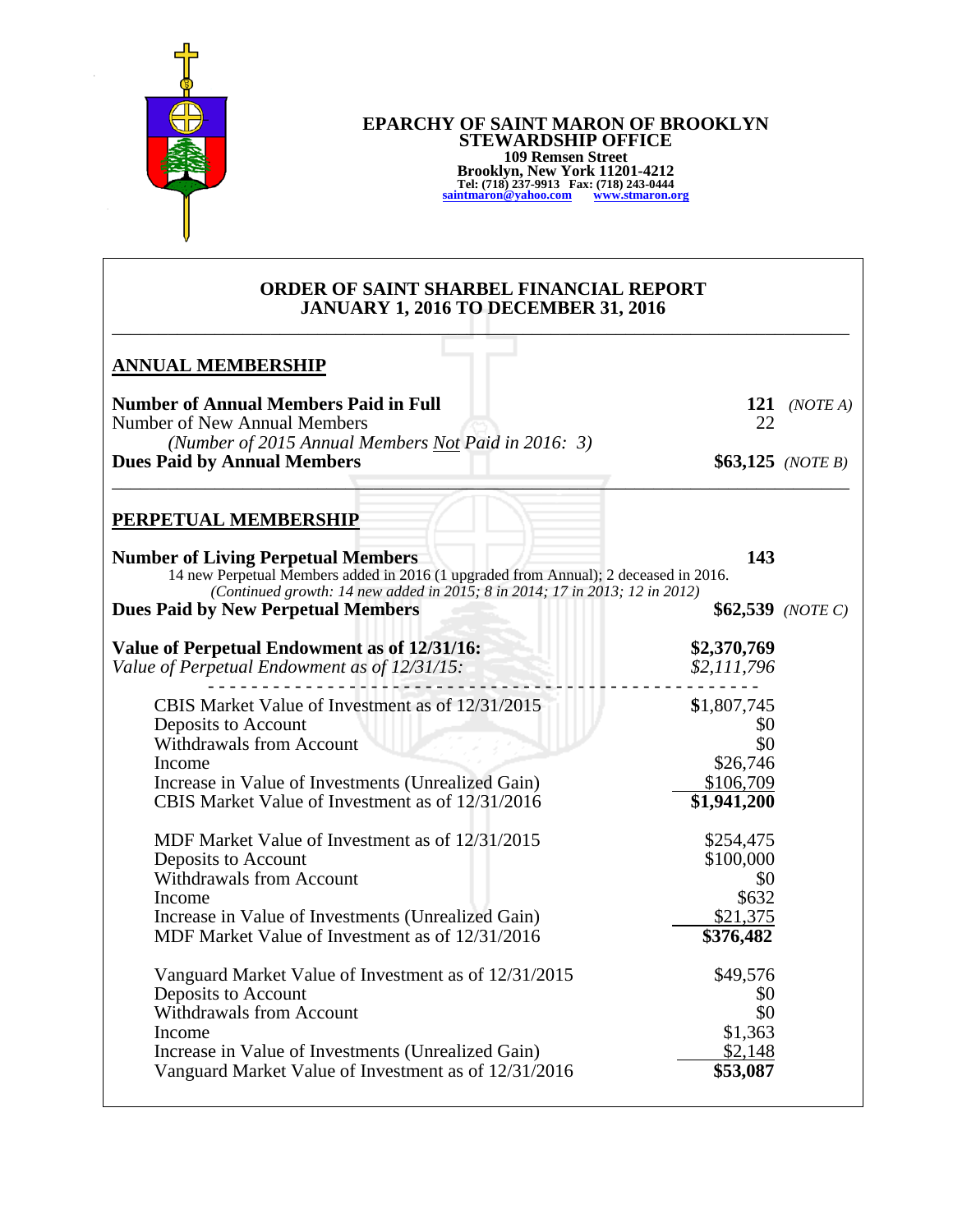**EPARCHY OF SAINT MARON OF BROOKLYN**
**STEWARDSHIP OFFICE**
**109 Remsen Street**
**Brooklyn, New York 11201-4212**
**Tel: (718) 237-9913 Fax: (718) 243-0444**
**saintmaron@yahoo.com www.stmaron.org**

# ORDER OF SAINT SHARBEL FINANCIAL REPORT
# JANUARY 1, 2016 TO DECEMBER 31, 2016

## ANNUAL MEMBERSHIP

| | | |
|---|---|---|
| **Number of Annual Members Paid in Full** | **121** | *(NOTE A)* |
| Number of New Annual Members | 22 | |
| *(Number of 2015 Annual Members Not Paid in 2016: 3)* | | |
| **Dues Paid by Annual Members** | **$63,125** | *(NOTE B)* |

## PERPETUAL MEMBERSHIP

| | | |
|---|---|---|
| **Number of Living Perpetual Members** | **143** | |
| 14 new Perpetual Members added in 2016 (1 upgraded from Annual); 2 deceased in 2016. | | |
| *(Continued growth: 14 new added in 2015; 8 in 2014; 17 in 2013; 12 in 2012)* | | |
| **Dues Paid by New Perpetual Members** | **$62,539** | *(NOTE C)* |
| **Value of Perpetual Endowment as of 12/31/16:** | **$2,370,769** | |
| *Value of Perpetual Endowment as of 12/31/15:* | *$2,111,796* | |

| | |
|---|---|
| CBIS Market Value of Investment as of 12/31/2015 | $1,807,745 |
| Deposits to Account | $0 |
| Withdrawals from Account | $0 |
| Income | $26,746 |
| Increase in Value of Investments (Unrealized Gain) | $106,709 |
| CBIS Market Value of Investment as of 12/31/2016 | **$1,941,200** |
| MDF Market Value of Investment as of 12/31/2015 | $254,475 |
| Deposits to Account | $100,000 |
| Withdrawals from Account | $0 |
| Income | $632 |
| Increase in Value of Investments (Unrealized Gain) | $21,375 |
| MDF Market Value of Investment as of 12/31/2016 | **$376,482** |
| Vanguard Market Value of Investment as of 12/31/2015 | $49,576 |
| Deposits to Account | $0 |
| Withdrawals from Account | $0 |
| Income | $1,363 |
| Increase in Value of Investments (Unrealized Gain) | $2,148 |
| Vanguard Market Value of Investment as of 12/31/2016 | **$53,087** |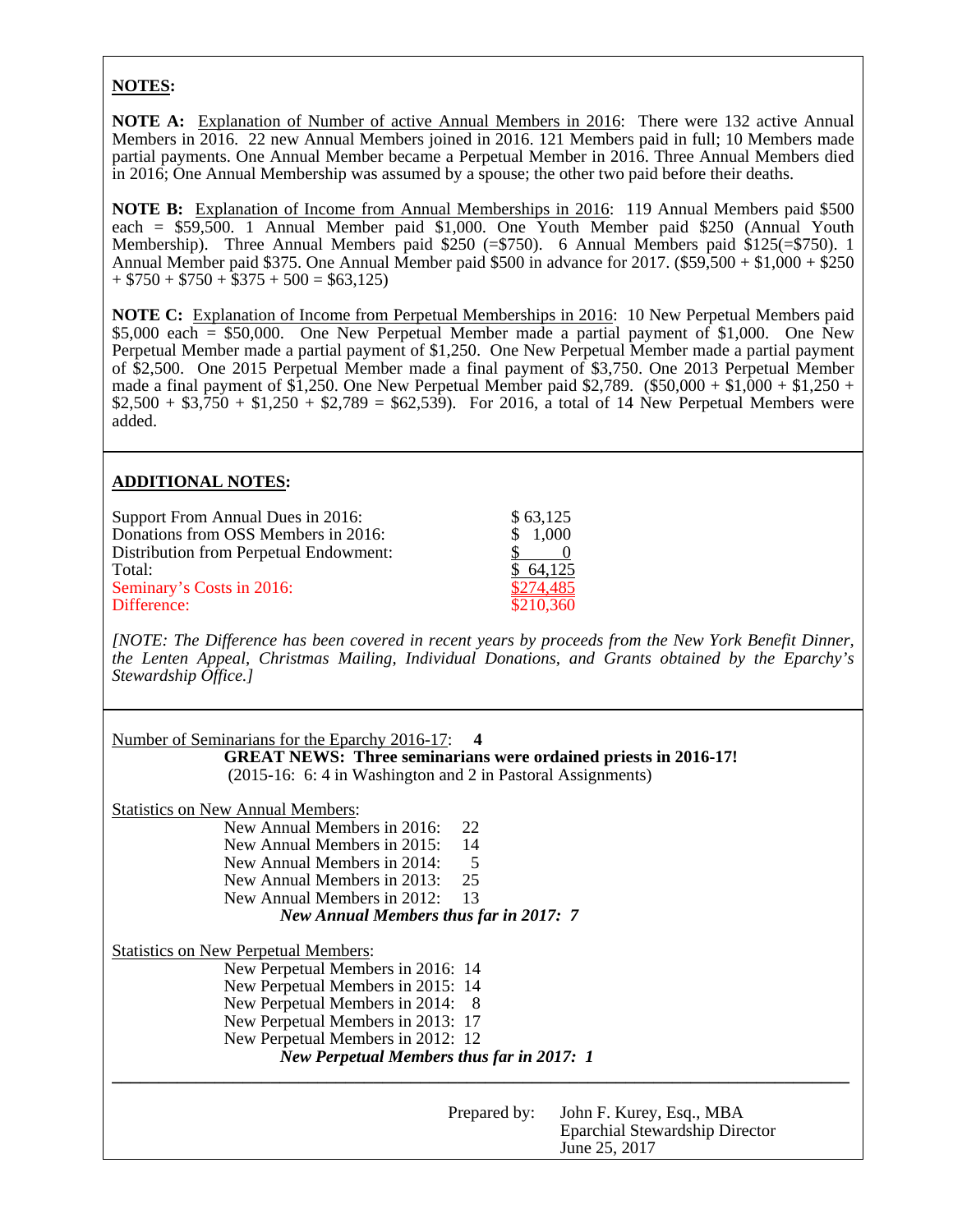**NOTES:**

**NOTE A:** Explanation of Number of active Annual Members in 2016: There were 132 active Annual Members in 2016. 22 new Annual Members joined in 2016. 121 Members paid in full; 10 Members made partial payments. One Annual Member became a Perpetual Member in 2016. Three Annual Members died in 2016; One Annual Membership was assumed by a spouse; the other two paid before their deaths.

**NOTE B:** Explanation of Income from Annual Memberships in 2016: 119 Annual Members paid $500 each = $59,500. 1 Annual Member paid $1,000. One Youth Member paid $250 (Annual Youth Membership). Three Annual Members paid $250 (=$750). 6 Annual Members paid $125(=$750). 1 Annual Member paid $375. One Annual Member paid $500 in advance for 2017. ($59,500 + $1,000 + $250 + $750 + $750 + $375 + 500 = $63,125)

**NOTE C:** Explanation of Income from Perpetual Memberships in 2016: 10 New Perpetual Members paid $5,000 each = $50,000. One New Perpetual Member made a partial payment of $1,000. One New Perpetual Member made a partial payment of $1,250. One New Perpetual Member made a partial payment of $2,500. One 2015 Perpetual Member made a final payment of $3,750. One 2013 Perpetual Member made a final payment of $1,250. One New Perpetual Member paid $2,789. ($50,000 + $1,000 + $1,250 + $2,500 + $3,750 + $1,250 + $2,789 = $62,539). For 2016, a total of 14 New Perpetual Members were added.

**ADDITIONAL NOTES:**

| | |
|---|---|
| Support From Annual Dues in 2016: | $ 63,125 |
| Donations from OSS Members in 2016: | $ 1,000 |
| Distribution from Perpetual Endowment: | $ 0 |
| Total: | $ 64,125 |
| Seminary's Costs in 2016: | $274,485 |
| Difference: | $210,360 |

*[NOTE: The Difference has been covered in recent years by proceeds from the New York Benefit Dinner, the Lenten Appeal, Christmas Mailing, Individual Donations, and Grants obtained by the Eparchy's Stewardship Office.]*

Number of Seminarians for the Eparchy 2016-17: **4**

**GREAT NEWS: Three seminarians were ordained priests in 2016-17!**

(2015-16: 6: 4 in Washington and 2 in Pastoral Assignments)

Statistics on New Annual Members:

New Annual Members in 2016: 22
New Annual Members in 2015: 14
New Annual Members in 2014: 5
New Annual Members in 2013: 25
New Annual Members in 2012: 13

***New Annual Members thus far in 2017: 7***

Statistics on New Perpetual Members:

New Perpetual Members in 2016: 14
New Perpetual Members in 2015: 14
New Perpetual Members in 2014: 8
New Perpetual Members in 2013: 17
New Perpetual Members in 2012: 12

***New Perpetual Members thus far in 2017: 1***

---

Prepared by: John F. Kurey, Esq., MBA
Eparchial Stewardship Director
June 25, 2017